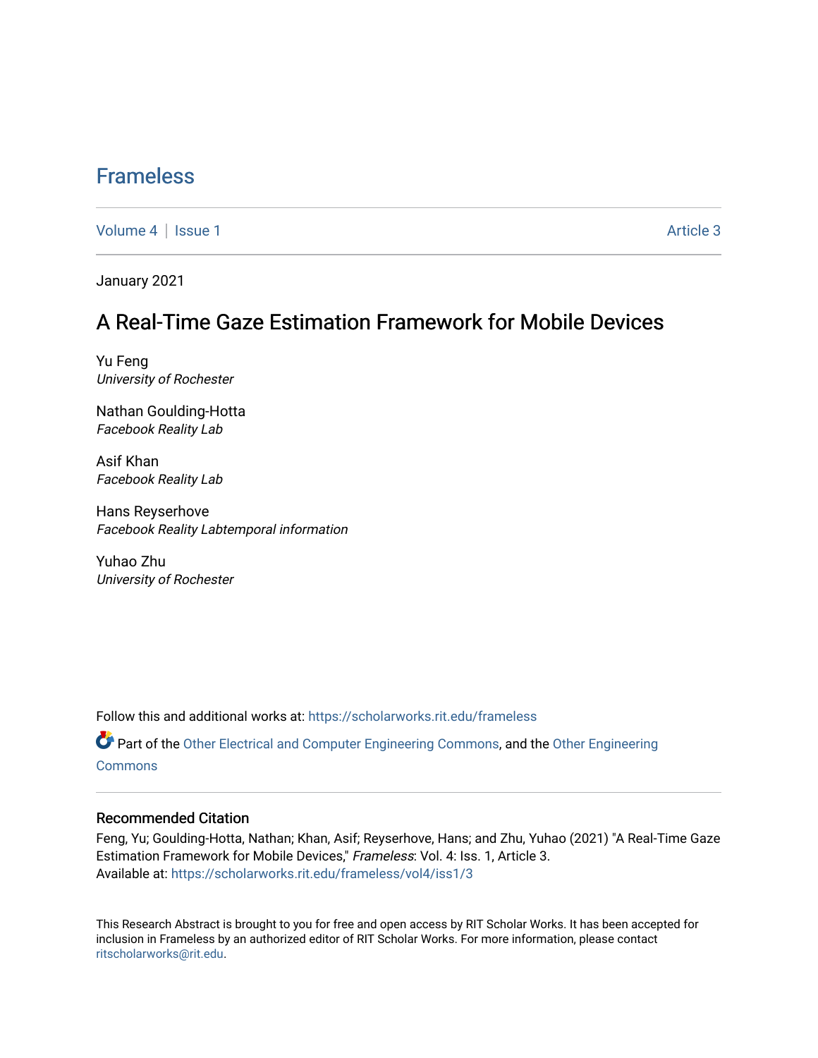# Frameless

Volume 4 | Issue 1 Article 3

January 2021

## A Real-Time Gaze Estimation Framework for Mobile Devices

Yu Feng
*University of Rochester*

Nathan Goulding-Hotta
*Facebook Reality Lab*

Asif Khan
*Facebook Reality Lab*

Hans Reyserhove
*Facebook Reality Labtemporal information*

Yuhao Zhu
*University of Rochester*

Follow this and additional works at: https://scholarworks.rit.edu/frameless

Part of the Other Electrical and Computer Engineering Commons, and the Other Engineering Commons

### Recommended Citation

Feng, Yu; Goulding-Hotta, Nathan; Khan, Asif; Reyserhove, Hans; and Zhu, Yuhao (2021) "A Real-Time Gaze Estimation Framework for Mobile Devices," *Frameless*: Vol. 4: Iss. 1, Article 3.
Available at: https://scholarworks.rit.edu/frameless/vol4/iss1/3

This Research Abstract is brought to you for free and open access by RIT Scholar Works. It has been accepted for inclusion in Frameless by an authorized editor of RIT Scholar Works. For more information, please contact ritscholarworks@rit.edu.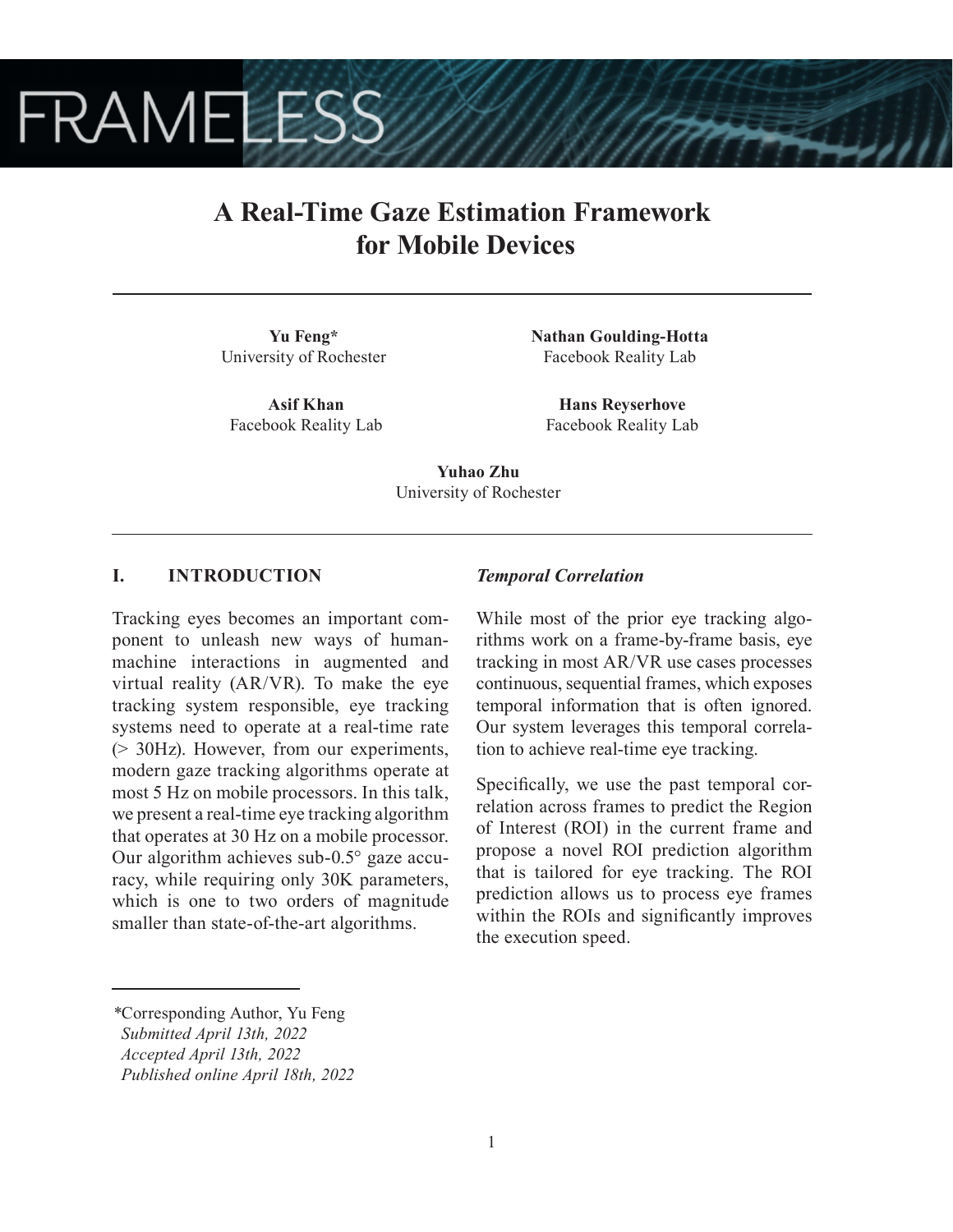# A Real-Time Gaze Estimation Framework for Mobile Devices

**Yu Feng***
University of Rochester

**Nathan Goulding-Hotta**
Facebook Reality Lab

**Asif Khan**
Facebook Reality Lab

**Hans Reyserhove**
Facebook Reality Lab

**Yuhao Zhu**
University of Rochester

## I. INTRODUCTION

Tracking eyes becomes an important component to unleash new ways of human-machine interactions in augmented and virtual reality (AR/VR). To make the eye tracking system responsible, eye tracking systems need to operate at a real-time rate (> 30Hz). However, from our experiments, modern gaze tracking algorithms operate at most 5 Hz on mobile processors. In this talk, we present a real-time eye tracking algorithm that operates at 30 Hz on a mobile processor. Our algorithm achieves sub-0.5° gaze accuracy, while requiring only 30K parameters, which is one to two orders of magnitude smaller than state-of-the-art algorithms.

### *Temporal Correlation*

While most of the prior eye tracking algorithms work on a frame-by-frame basis, eye tracking in most AR/VR use cases processes continuous, sequential frames, which exposes temporal information that is often ignored. Our system leverages this temporal correlation to achieve real-time eye tracking.

Specifically, we use the past temporal correlation across frames to predict the Region of Interest (ROI) in the current frame and propose a novel ROI prediction algorithm that is tailored for eye tracking. The ROI prediction allows us to process eye frames within the ROIs and significantly improves the execution speed.

---

*Corresponding Author, Yu Feng
*Submitted April 13th, 2022*
*Accepted April 13th, 2022*
*Published online April 18th, 2022*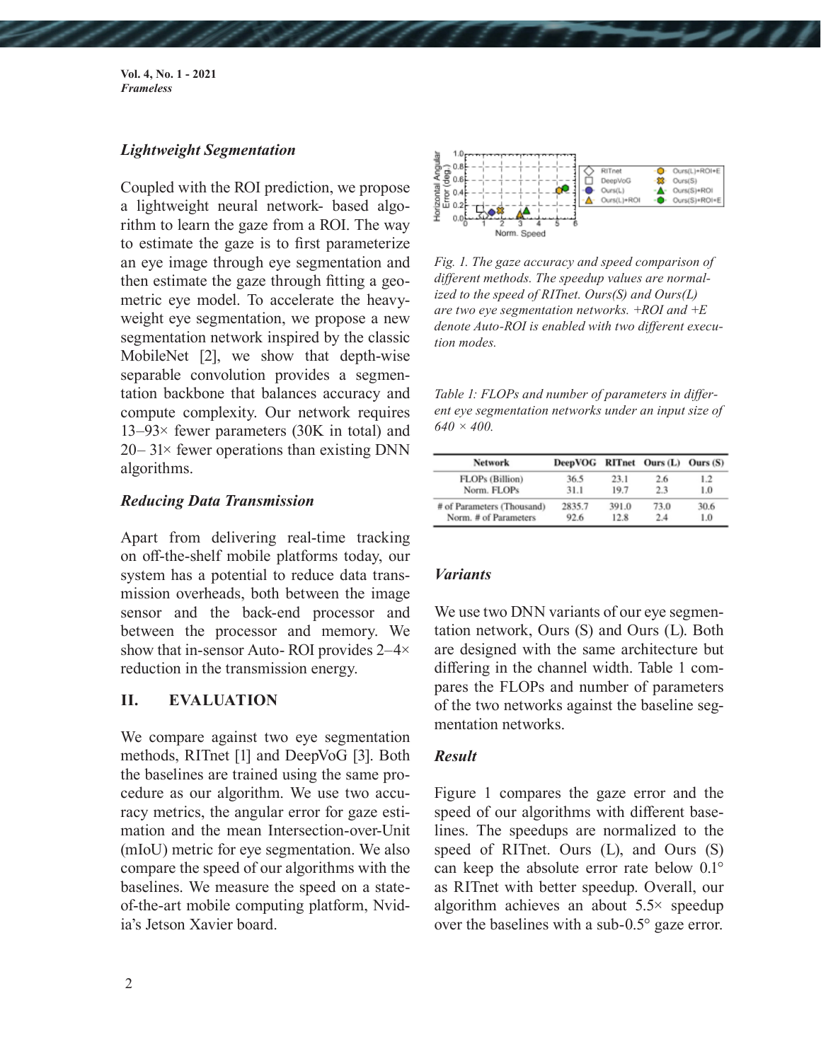### *Lightweight Segmentation*

Coupled with the ROI prediction, we propose a lightweight neural network- based algorithm to learn the gaze from a ROI. The way to estimate the gaze is to first parameterize an eye image through eye segmentation and then estimate the gaze through fitting a geometric eye model. To accelerate the heavyweight eye segmentation, we propose a new segmentation network inspired by the classic MobileNet [2], we show that depth-wise separable convolution provides a segmentation backbone that balances accuracy and compute complexity. Our network requires 13–93× fewer parameters (30K in total) and 20– 31× fewer operations than existing DNN algorithms.

### *Reducing Data Transmission*

Apart from delivering real-time tracking on off-the-shelf mobile platforms today, our system has a potential to reduce data transmission overheads, both between the image sensor and the back-end processor and between the processor and memory. We show that in-sensor Auto- ROI provides 2–4× reduction in the transmission energy.

## II. EVALUATION

We compare against two eye segmentation methods, RITnet [1] and DeepVoG [3]. Both the baselines are trained using the same procedure as our algorithm. We use two accuracy metrics, the angular error for gaze estimation and the mean Intersection-over-Unit (mIoU) metric for eye segmentation. We also compare the speed of our algorithms with the baselines. We measure the speed on a state-of-the-art mobile computing platform, Nvidia's Jetson Xavier board.

*Fig. 1. The gaze accuracy and speed comparison of different methods. The speedup values are normalized to the speed of RITnet. Ours(S) and Ours(L) are two eye segmentation networks. +ROI and +E denote Auto-ROI is enabled with two different execution modes.*

*Table 1: FLOPs and number of parameters in different eye segmentation networks under an input size of 640 × 400.*

| Network | DeepVOG | RITnet | Ours (L) | Ours (S) |
|---|---|---|---|---|
| FLOPs (Billion) | 36.5 | 23.1 | 2.6 | 1.2 |
| Norm. FLOPs | 31.1 | 19.7 | 2.3 | 1.0 |
| # of Parameters (Thousand) | 2835.7 | 391.0 | 73.0 | 30.6 |
| Norm. # of Parameters | 92.6 | 12.8 | 2.4 | 1.0 |

### *Variants*

We use two DNN variants of our eye segmentation network, Ours (S) and Ours (L). Both are designed with the same architecture but differing in the channel width. Table 1 compares the FLOPs and number of parameters of the two networks against the baseline segmentation networks.

### *Result*

Figure 1 compares the gaze error and the speed of our algorithms with different baselines. The speedups are normalized to the speed of RITnet. Ours (L), and Ours (S) can keep the absolute error rate below 0.1° as RITnet with better speedup. Overall, our algorithm achieves an about 5.5× speedup over the baselines with a sub-0.5° gaze error.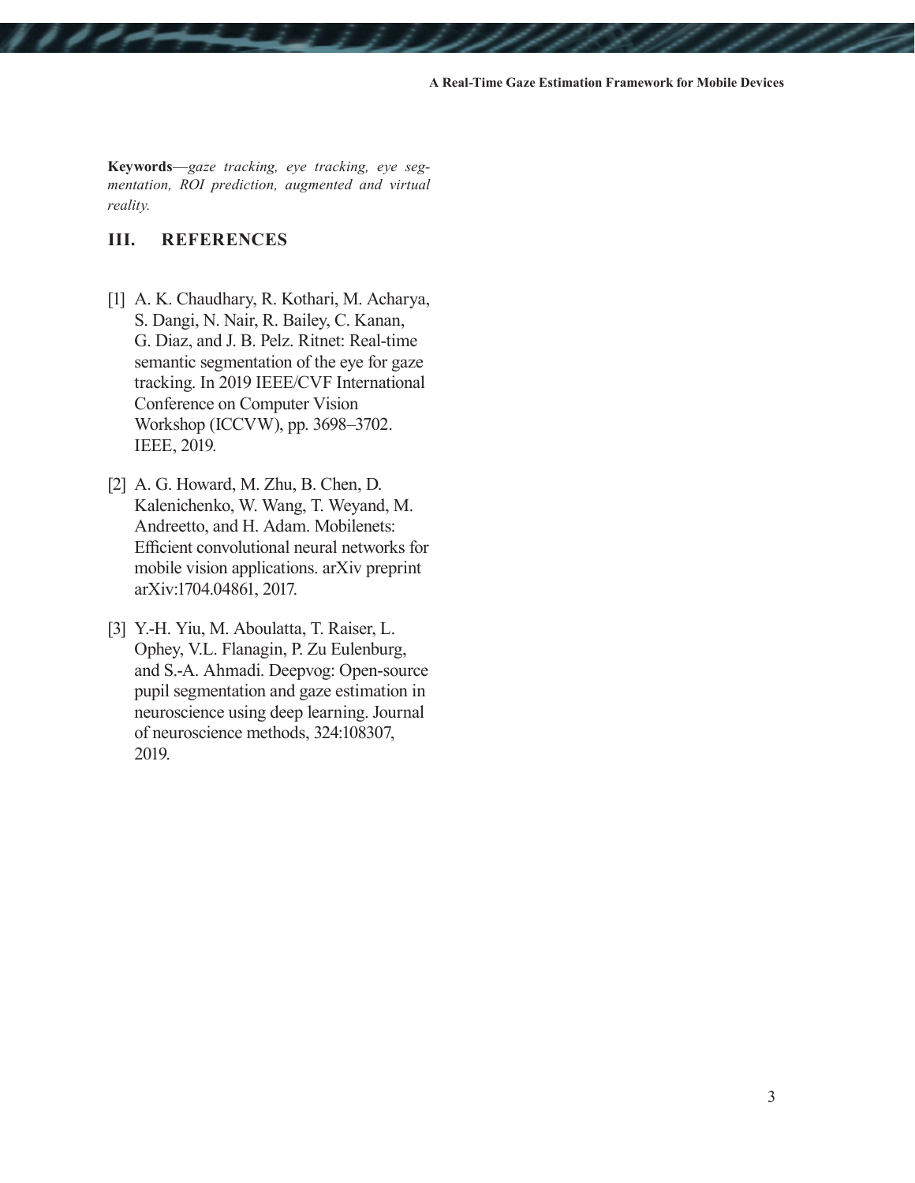**Keywords**—*gaze tracking, eye tracking, eye segmentation, ROI prediction, augmented and virtual reality.*

## III. REFERENCES

[1] A. K. Chaudhary, R. Kothari, M. Acharya, S. Dangi, N. Nair, R. Bailey, C. Kanan, G. Diaz, and J. B. Pelz. Ritnet: Real-time semantic segmentation of the eye for gaze tracking. In 2019 IEEE/CVF International Conference on Computer Vision Workshop (ICCVW), pp. 3698–3702. IEEE, 2019.

[2] A. G. Howard, M. Zhu, B. Chen, D. Kalenichenko, W. Wang, T. Weyand, M. Andreetto, and H. Adam. Mobilenets: Efficient convolutional neural networks for mobile vision applications. arXiv preprint arXiv:1704.04861, 2017.

[3] Y.-H. Yiu, M. Aboulatta, T. Raiser, L. Ophey, V.L. Flanagin, P. Zu Eulenburg, and S.-A. Ahmadi. Deepvog: Open-source pupil segmentation and gaze estimation in neuroscience using deep learning. Journal of neuroscience methods, 324:108307, 2019.